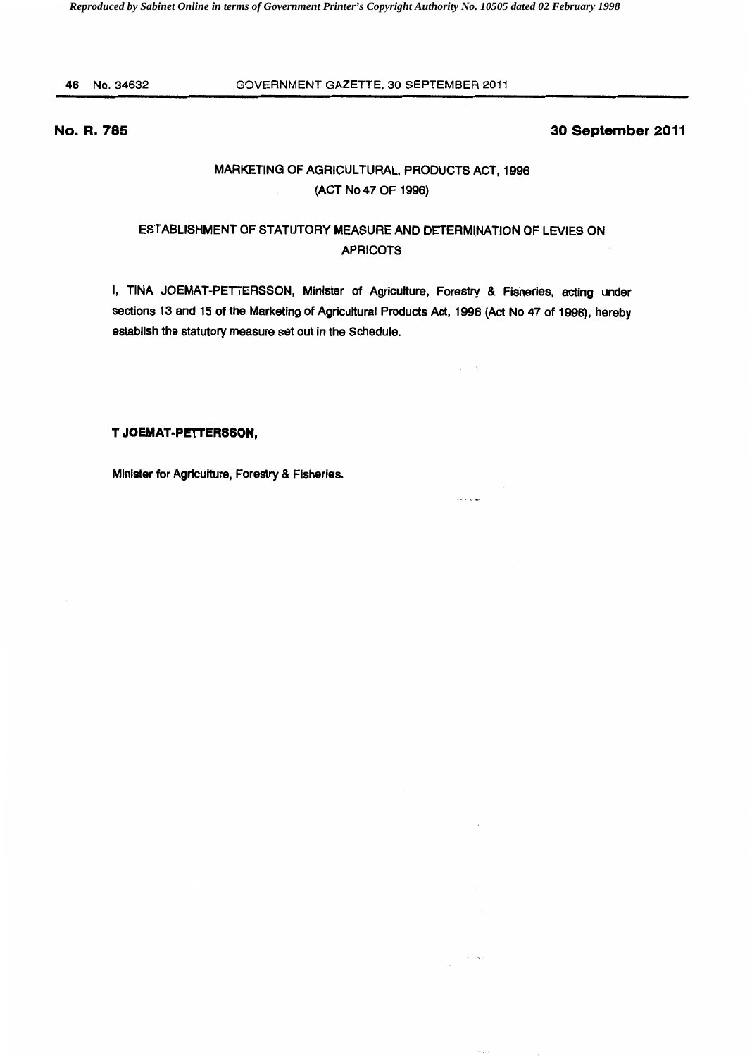**No. R. 785** **30 September 2011**

## MARKETING OF AGRICULTURAL, PRODUCTS ACT, 1996
## (ACT No 47 OF 1996)

## ESTABLISHMENT OF STATUTORY MEASURE AND DETERMINATION OF LEVIES ON APRICOTS

I, TINA JOEMAT-PETTERSSON, Minister of Agriculture, Forestry & Fisheries, acting under sections 13 and 15 of the Marketing of Agricultural Products Act, 1996 (Act No 47 of 1996), hereby establish the statutory measure set out in the Schedule.

**T JOEMAT-PETTERSSON,**

Minister for Agriculture, Forestry & Fisheries.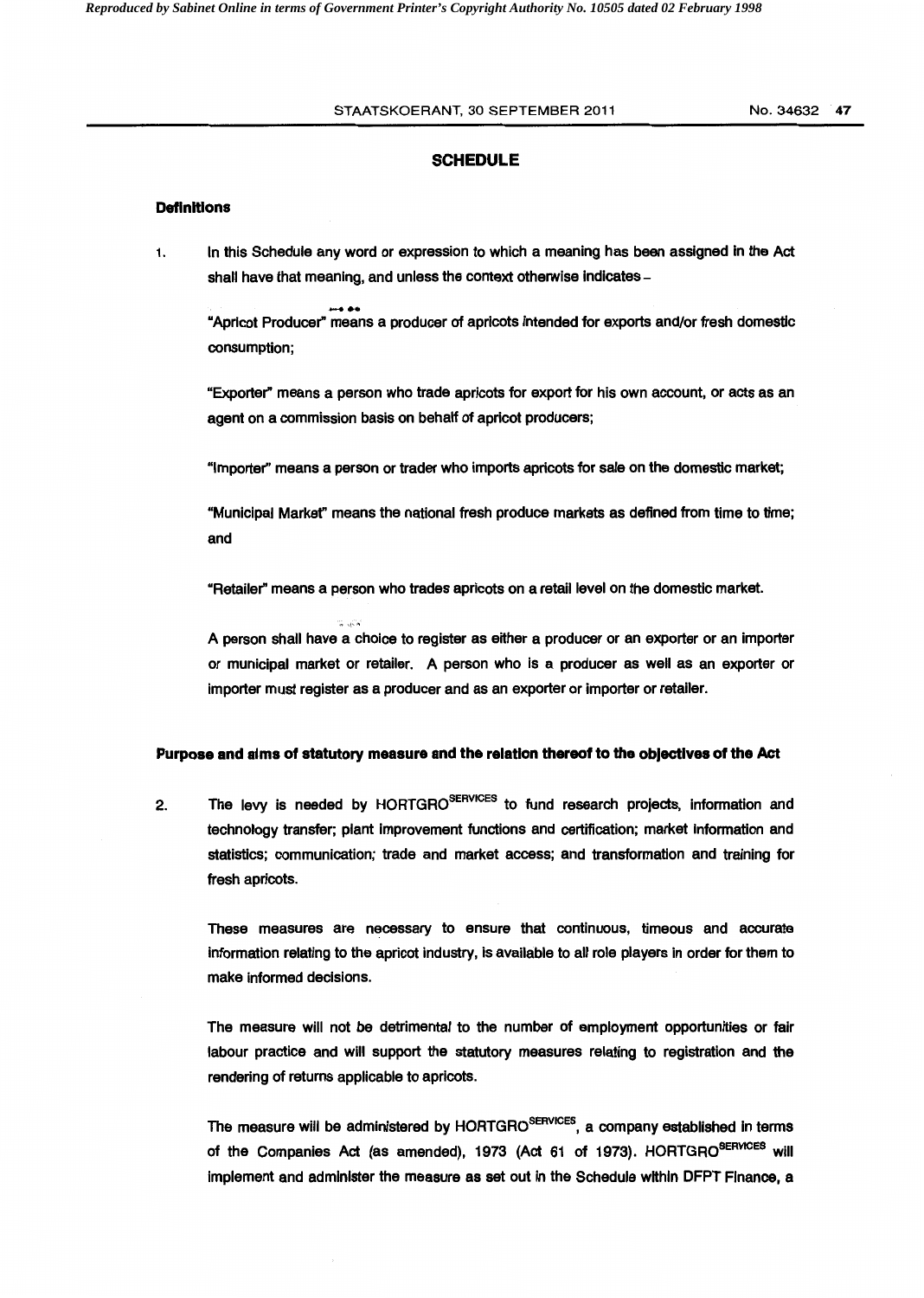## SCHEDULE

### Definitions

1. In this Schedule any word or expression to which a meaning has been assigned in the Act shall have that meaning, and unless the context otherwise indicates –

   "Apricot Producer" means a producer of apricots intended for exports and/or fresh domestic consumption;

   "Exporter" means a person who trade apricots for export for his own account, or acts as an agent on a commission basis on behalf of apricot producers;

   "Importer" means a person or trader who imports apricots for sale on the domestic market;

   "Municipal Market" means the national fresh produce markets as defined from time to time; and

   "Retailer" means a person who trades apricots on a retail level on the domestic market.

   A person shall have a choice to register as either a producer or an exporter or an importer or municipal market or retailer. A person who is a producer as well as an exporter or importer must register as a producer and as an exporter or importer or retailer.

### Purpose and aims of statutory measure and the relation thereof to the objectives of the Act

2. The levy is needed by HORTGRO[SERVICES] to fund research projects, information and technology transfer; plant improvement functions and certification; market information and statistics; communication; trade and market access; and transformation and training for fresh apricots.

   These measures are necessary to ensure that continuous, timeous and accurate information relating to the apricot industry, is available to all role players in order for them to make informed decisions.

   The measure will not be detrimental to the number of employment opportunities or fair labour practice and will support the statutory measures relating to registration and the rendering of returns applicable to apricots.

   The measure will be administered by HORTGRO[SERVICES], a company established in terms of the Companies Act (as amended), 1973 (Act 61 of 1973). HORTGRO[SERVICES] will implement and administer the measure as set out in the Schedule within DFPT Finance, a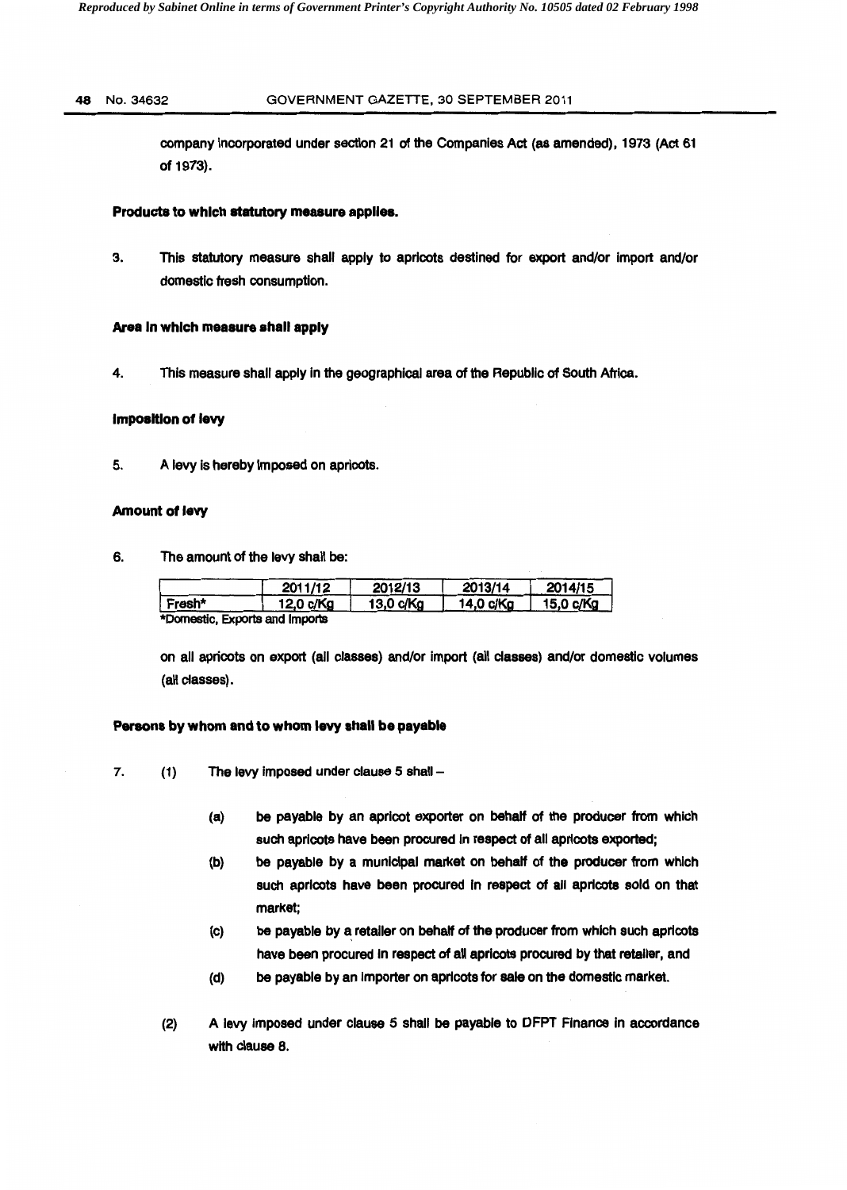company incorporated under section 21 of the Companies Act (as amended), 1973 (Act 61 of 1973).

**Products to which statutory measure applies.**

3. This statutory measure shall apply to apricots destined for export and/or import and/or domestic fresh consumption.

**Area in which measure shall apply**

4. This measure shall apply in the geographical area of the Republic of South Africa.

**Imposition of levy**

5. A levy is hereby imposed on apricots.

**Amount of levy**

6. The amount of the levy shall be:

| | 2011/12 | 2012/13 | 2013/14 | 2014/15 |
|---|---|---|---|---|
| Fresh* | 12,0 c/Kg | 13,0 c/Kg | 14,0 c/Kg | 15,0 c/Kg |

*Domestic, Exports and Imports

on all apricots on export (all classes) and/or import (all classes) and/or domestic volumes (all classes).

**Persons by whom and to whom levy shall be payable**

7. (1) The levy imposed under clause 5 shall –

   (a) be payable by an apricot exporter on behalf of the producer from which such apricots have been procured in respect of all apricots exported;

   (b) be payable by a municipal market on behalf of the producer from which such apricots have been procured in respect of all apricots sold on that market;

   (c) be payable by a retailer on behalf of the producer from which such apricots have been procured in respect of all apricots procured by that retailer, and

   (d) be payable by an importer on apricots for sale on the domestic market.

   (2) A levy imposed under clause 5 shall be payable to DFPT Finance in accordance with clause 8.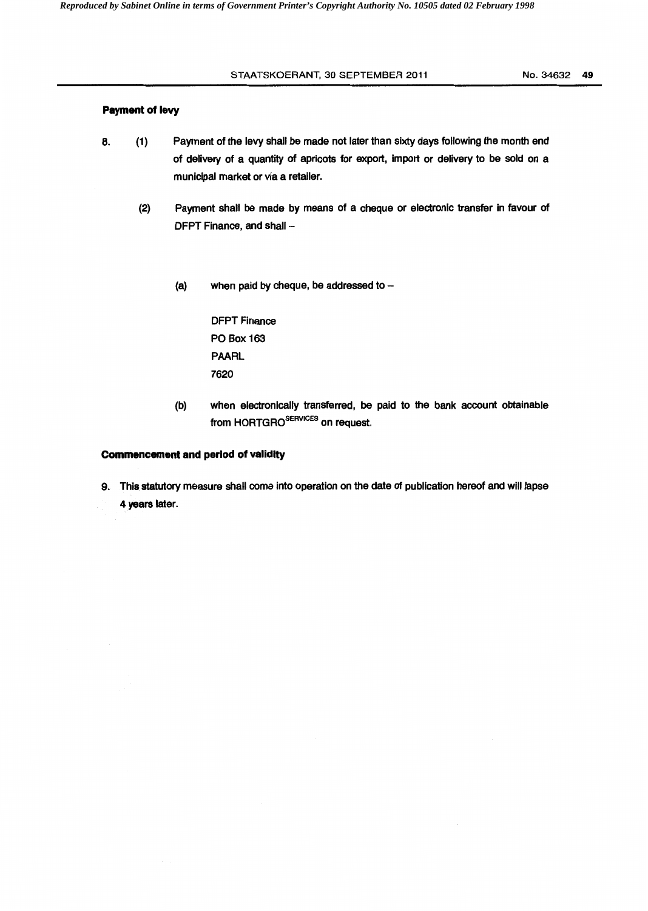**Payment of levy**

8. (1) Payment of the levy shall be made not later than sixty days following the month end of delivery of a quantity of apricots for export, import or delivery to be sold on a municipal market or via a retailer.

(2) Payment shall be made by means of a cheque or electronic transfer in favour of DFPT Finance, and shall –

(a) when paid by cheque, be addressed to –

DFPT Finance
PO Box 163
PAARL
7620

(b) when electronically transferred, be paid to the bank account obtainable from HORTGRO[SERVICES] on request.

**Commencement and period of validity**

9. This statutory measure shall come into operation on the date of publication hereof and will lapse 4 years later.